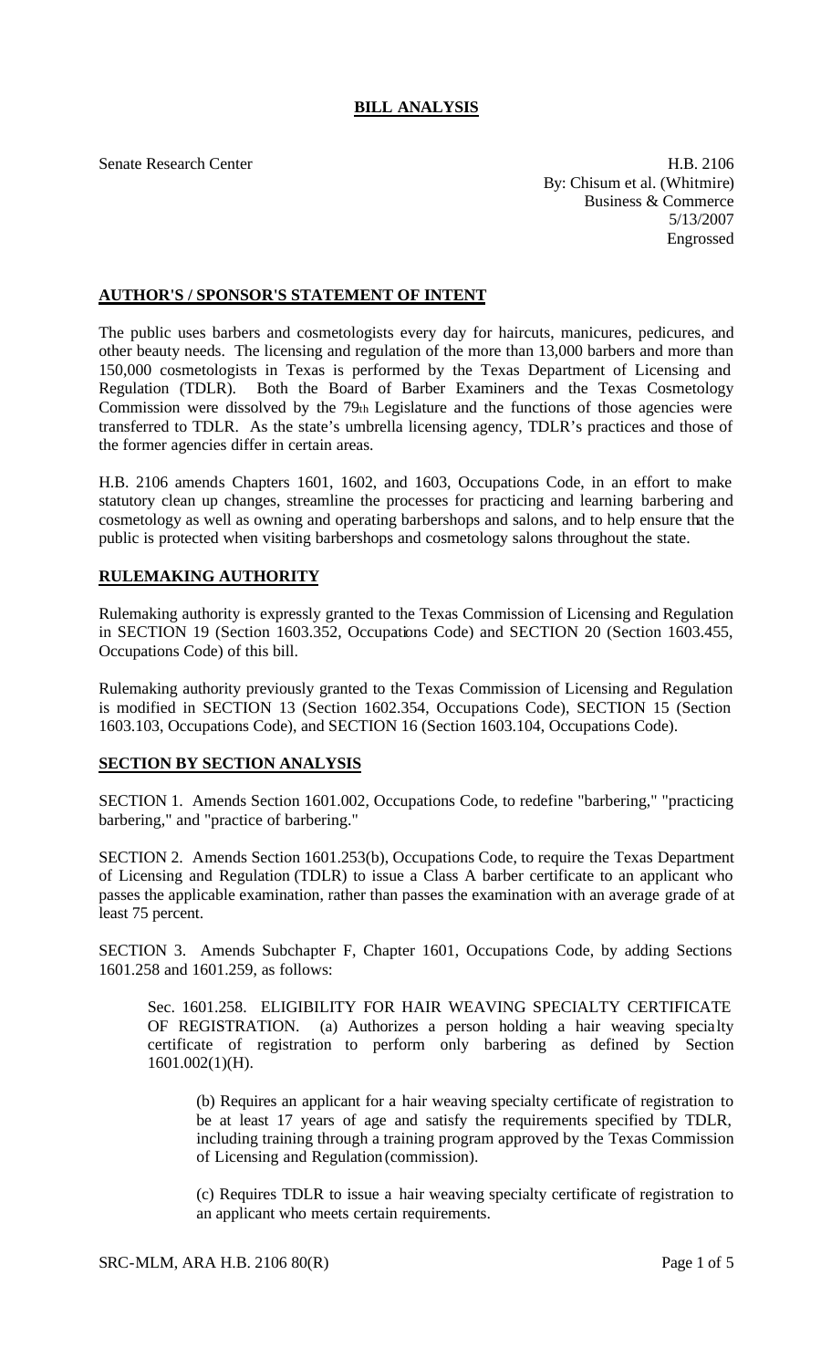## BILL ANALYSIS

Senate Research Center

H.B. 2106
By: Chisum et al. (Whitmire)
Business & Commerce
5/13/2007
Engrossed

### AUTHOR'S / SPONSOR'S STATEMENT OF INTENT

The public uses barbers and cosmetologists every day for haircuts, manicures, pedicures, and other beauty needs. The licensing and regulation of the more than 13,000 barbers and more than 150,000 cosmetologists in Texas is performed by the Texas Department of Licensing and Regulation (TDLR). Both the Board of Barber Examiners and the Texas Cosmetology Commission were dissolved by the 79th Legislature and the functions of those agencies were transferred to TDLR. As the state's umbrella licensing agency, TDLR's practices and those of the former agencies differ in certain areas.

H.B. 2106 amends Chapters 1601, 1602, and 1603, Occupations Code, in an effort to make statutory clean up changes, streamline the processes for practicing and learning barbering and cosmetology as well as owning and operating barbershops and salons, and to help ensure that the public is protected when visiting barbershops and cosmetology salons throughout the state.

### RULEMAKING AUTHORITY

Rulemaking authority is expressly granted to the Texas Commission of Licensing and Regulation in SECTION 19 (Section 1603.352, Occupations Code) and SECTION 20 (Section 1603.455, Occupations Code) of this bill.

Rulemaking authority previously granted to the Texas Commission of Licensing and Regulation is modified in SECTION 13 (Section 1602.354, Occupations Code), SECTION 15 (Section 1603.103, Occupations Code), and SECTION 16 (Section 1603.104, Occupations Code).

### SECTION BY SECTION ANALYSIS

SECTION 1. Amends Section 1601.002, Occupations Code, to redefine "barbering," "practicing barbering," and "practice of barbering."

SECTION 2. Amends Section 1601.253(b), Occupations Code, to require the Texas Department of Licensing and Regulation (TDLR) to issue a Class A barber certificate to an applicant who passes the applicable examination, rather than passes the examination with an average grade of at least 75 percent.

SECTION 3. Amends Subchapter F, Chapter 1601, Occupations Code, by adding Sections 1601.258 and 1601.259, as follows:

Sec. 1601.258. ELIGIBILITY FOR HAIR WEAVING SPECIALTY CERTIFICATE OF REGISTRATION. (a) Authorizes a person holding a hair weaving specialty certificate of registration to perform only barbering as defined by Section 1601.002(1)(H).

(b) Requires an applicant for a hair weaving specialty certificate of registration to be at least 17 years of age and satisfy the requirements specified by TDLR, including training through a training program approved by the Texas Commission of Licensing and Regulation (commission).

(c) Requires TDLR to issue a hair weaving specialty certificate of registration to an applicant who meets certain requirements.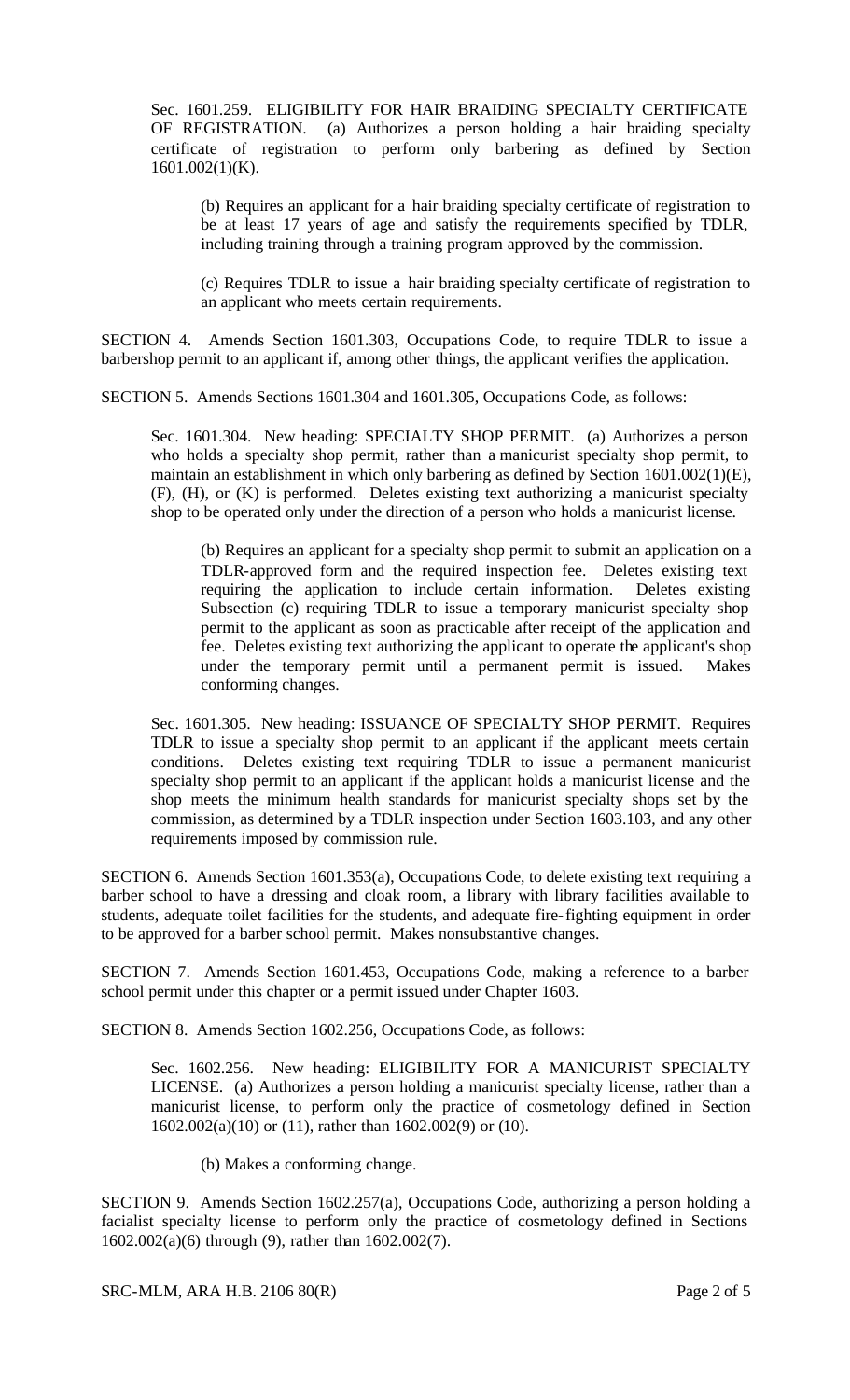Sec. 1601.259. ELIGIBILITY FOR HAIR BRAIDING SPECIALTY CERTIFICATE OF REGISTRATION. (a) Authorizes a person holding a hair braiding specialty certificate of registration to perform only barbering as defined by Section 1601.002(1)(K).

> (b) Requires an applicant for a hair braiding specialty certificate of registration to be at least 17 years of age and satisfy the requirements specified by TDLR, including training through a training program approved by the commission.
>
> (c) Requires TDLR to issue a hair braiding specialty certificate of registration to an applicant who meets certain requirements.

SECTION 4. Amends Section 1601.303, Occupations Code, to require TDLR to issue a barbershop permit to an applicant if, among other things, the applicant verifies the application.

SECTION 5. Amends Sections 1601.304 and 1601.305, Occupations Code, as follows:

> Sec. 1601.304. New heading: SPECIALTY SHOP PERMIT. (a) Authorizes a person who holds a specialty shop permit, rather than a manicurist specialty shop permit, to maintain an establishment in which only barbering as defined by Section 1601.002(1)(E), (F), (H), or (K) is performed. Deletes existing text authorizing a manicurist specialty shop to be operated only under the direction of a person who holds a manicurist license.
>
> > (b) Requires an applicant for a specialty shop permit to submit an application on a TDLR-approved form and the required inspection fee. Deletes existing text requiring the application to include certain information. Deletes existing Subsection (c) requiring TDLR to issue a temporary manicurist specialty shop permit to the applicant as soon as practicable after receipt of the application and fee. Deletes existing text authorizing the applicant to operate the applicant's shop under the temporary permit until a permanent permit is issued. Makes conforming changes.
>
> Sec. 1601.305. New heading: ISSUANCE OF SPECIALTY SHOP PERMIT. Requires TDLR to issue a specialty shop permit to an applicant if the applicant meets certain conditions. Deletes existing text requiring TDLR to issue a permanent manicurist specialty shop permit to an applicant if the applicant holds a manicurist license and the shop meets the minimum health standards for manicurist specialty shops set by the commission, as determined by a TDLR inspection under Section 1603.103, and any other requirements imposed by commission rule.

SECTION 6. Amends Section 1601.353(a), Occupations Code, to delete existing text requiring a barber school to have a dressing and cloak room, a library with library facilities available to students, adequate toilet facilities for the students, and adequate fire-fighting equipment in order to be approved for a barber school permit. Makes nonsubstantive changes.

SECTION 7. Amends Section 1601.453, Occupations Code, making a reference to a barber school permit under this chapter or a permit issued under Chapter 1603.

SECTION 8. Amends Section 1602.256, Occupations Code, as follows:

> Sec. 1602.256. New heading: ELIGIBILITY FOR A MANICURIST SPECIALTY LICENSE. (a) Authorizes a person holding a manicurist specialty license, rather than a manicurist license, to perform only the practice of cosmetology defined in Section 1602.002(a)(10) or (11), rather than 1602.002(9) or (10).
>
> > (b) Makes a conforming change.

SECTION 9. Amends Section 1602.257(a), Occupations Code, authorizing a person holding a facialist specialty license to perform only the practice of cosmetology defined in Sections 1602.002(a)(6) through (9), rather than 1602.002(7).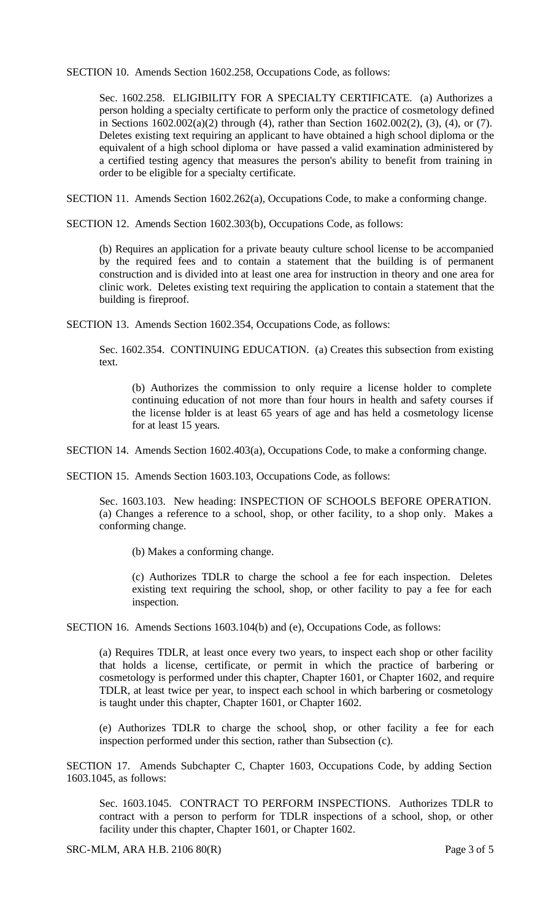SECTION 10. Amends Section 1602.258, Occupations Code, as follows:

Sec. 1602.258. ELIGIBILITY FOR A SPECIALTY CERTIFICATE. (a) Authorizes a person holding a specialty certificate to perform only the practice of cosmetology defined in Sections 1602.002(a)(2) through (4), rather than Section 1602.002(2), (3), (4), or (7). Deletes existing text requiring an applicant to have obtained a high school diploma or the equivalent of a high school diploma or have passed a valid examination administered by a certified testing agency that measures the person's ability to benefit from training in order to be eligible for a specialty certificate.

SECTION 11. Amends Section 1602.262(a), Occupations Code, to make a conforming change.

SECTION 12. Amends Section 1602.303(b), Occupations Code, as follows:

(b) Requires an application for a private beauty culture school license to be accompanied by the required fees and to contain a statement that the building is of permanent construction and is divided into at least one area for instruction in theory and one area for clinic work. Deletes existing text requiring the application to contain a statement that the building is fireproof.

SECTION 13. Amends Section 1602.354, Occupations Code, as follows:

Sec. 1602.354. CONTINUING EDUCATION. (a) Creates this subsection from existing text.

(b) Authorizes the commission to only require a license holder to complete continuing education of not more than four hours in health and safety courses if the license holder is at least 65 years of age and has held a cosmetology license for at least 15 years.

SECTION 14. Amends Section 1602.403(a), Occupations Code, to make a conforming change.

SECTION 15. Amends Section 1603.103, Occupations Code, as follows:

Sec. 1603.103. New heading: INSPECTION OF SCHOOLS BEFORE OPERATION. (a) Changes a reference to a school, shop, or other facility, to a shop only. Makes a conforming change.

(b) Makes a conforming change.

(c) Authorizes TDLR to charge the school a fee for each inspection. Deletes existing text requiring the school, shop, or other facility to pay a fee for each inspection.

SECTION 16. Amends Sections 1603.104(b) and (e), Occupations Code, as follows:

(a) Requires TDLR, at least once every two years, to inspect each shop or other facility that holds a license, certificate, or permit in which the practice of barbering or cosmetology is performed under this chapter, Chapter 1601, or Chapter 1602, and require TDLR, at least twice per year, to inspect each school in which barbering or cosmetology is taught under this chapter, Chapter 1601, or Chapter 1602.

(e) Authorizes TDLR to charge the school, shop, or other facility a fee for each inspection performed under this section, rather than Subsection (c).

SECTION 17. Amends Subchapter C, Chapter 1603, Occupations Code, by adding Section 1603.1045, as follows:

Sec. 1603.1045. CONTRACT TO PERFORM INSPECTIONS. Authorizes TDLR to contract with a person to perform for TDLR inspections of a school, shop, or other facility under this chapter, Chapter 1601, or Chapter 1602.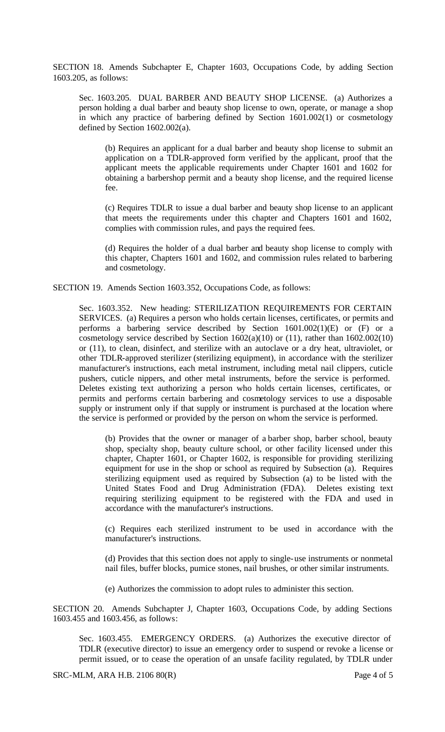SECTION 18. Amends Subchapter E, Chapter 1603, Occupations Code, by adding Section 1603.205, as follows:

> Sec. 1603.205. DUAL BARBER AND BEAUTY SHOP LICENSE. (a) Authorizes a person holding a dual barber and beauty shop license to own, operate, or manage a shop in which any practice of barbering defined by Section 1601.002(1) or cosmetology defined by Section 1602.002(a).
>
> > (b) Requires an applicant for a dual barber and beauty shop license to submit an application on a TDLR-approved form verified by the applicant, proof that the applicant meets the applicable requirements under Chapter 1601 and 1602 for obtaining a barbershop permit and a beauty shop license, and the required license fee.
> >
> > (c) Requires TDLR to issue a dual barber and beauty shop license to an applicant that meets the requirements under this chapter and Chapters 1601 and 1602, complies with commission rules, and pays the required fees.
> >
> > (d) Requires the holder of a dual barber and beauty shop license to comply with this chapter, Chapters 1601 and 1602, and commission rules related to barbering and cosmetology.

SECTION 19. Amends Section 1603.352, Occupations Code, as follows:

> Sec. 1603.352. New heading: STERILIZATION REQUIREMENTS FOR CERTAIN SERVICES. (a) Requires a person who holds certain licenses, certificates, or permits and performs a barbering service described by Section 1601.002(1)(E) or (F) or a cosmetology service described by Section 1602(a)(10) or (11), rather than 1602.002(10) or (11), to clean, disinfect, and sterilize with an autoclave or a dry heat, ultraviolet, or other TDLR-approved sterilizer (sterilizing equipment), in accordance with the sterilizer manufacturer's instructions, each metal instrument, including metal nail clippers, cuticle pushers, cuticle nippers, and other metal instruments, before the service is performed. Deletes existing text authorizing a person who holds certain licenses, certificates, or permits and performs certain barbering and cosmetology services to use a disposable supply or instrument only if that supply or instrument is purchased at the location where the service is performed or provided by the person on whom the service is performed.
>
> > (b) Provides that the owner or manager of a barber shop, barber school, beauty shop, specialty shop, beauty culture school, or other facility licensed under this chapter, Chapter 1601, or Chapter 1602, is responsible for providing sterilizing equipment for use in the shop or school as required by Subsection (a). Requires sterilizing equipment used as required by Subsection (a) to be listed with the United States Food and Drug Administration (FDA). Deletes existing text requiring sterilizing equipment to be registered with the FDA and used in accordance with the manufacturer's instructions.
> >
> > (c) Requires each sterilized instrument to be used in accordance with the manufacturer's instructions.
> >
> > (d) Provides that this section does not apply to single-use instruments or nonmetal nail files, buffer blocks, pumice stones, nail brushes, or other similar instruments.
> >
> > (e) Authorizes the commission to adopt rules to administer this section.

SECTION 20. Amends Subchapter J, Chapter 1603, Occupations Code, by adding Sections 1603.455 and 1603.456, as follows:

> Sec. 1603.455. EMERGENCY ORDERS. (a) Authorizes the executive director of TDLR (executive director) to issue an emergency order to suspend or revoke a license or permit issued, or to cease the operation of an unsafe facility regulated, by TDLR under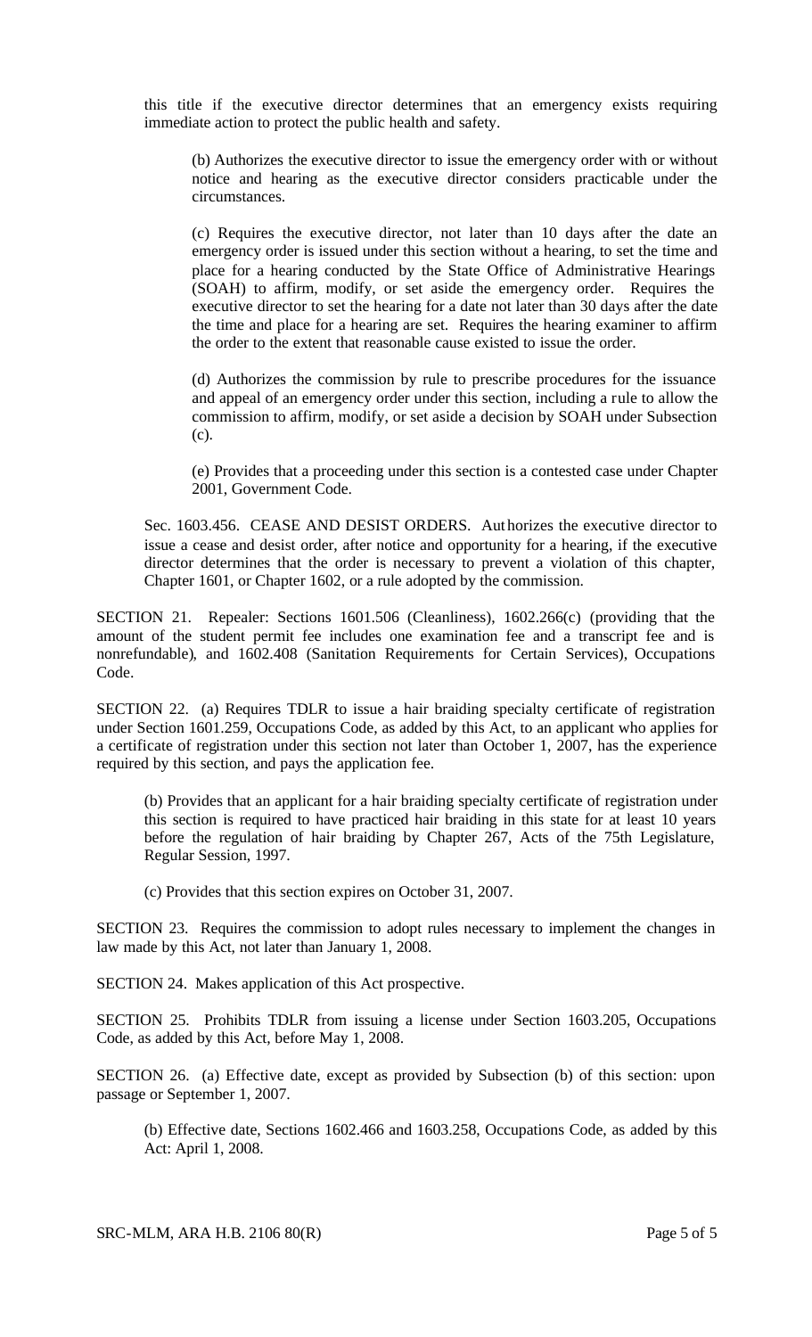this title if the executive director determines that an emergency exists requiring immediate action to protect the public health and safety.

(b) Authorizes the executive director to issue the emergency order with or without notice and hearing as the executive director considers practicable under the circumstances.

(c) Requires the executive director, not later than 10 days after the date an emergency order is issued under this section without a hearing, to set the time and place for a hearing conducted by the State Office of Administrative Hearings (SOAH) to affirm, modify, or set aside the emergency order. Requires the executive director to set the hearing for a date not later than 30 days after the date the time and place for a hearing are set. Requires the hearing examiner to affirm the order to the extent that reasonable cause existed to issue the order.

(d) Authorizes the commission by rule to prescribe procedures for the issuance and appeal of an emergency order under this section, including a rule to allow the commission to affirm, modify, or set aside a decision by SOAH under Subsection (c).

(e) Provides that a proceeding under this section is a contested case under Chapter 2001, Government Code.

Sec. 1603.456. CEASE AND DESIST ORDERS. Authorizes the executive director to issue a cease and desist order, after notice and opportunity for a hearing, if the executive director determines that the order is necessary to prevent a violation of this chapter, Chapter 1601, or Chapter 1602, or a rule adopted by the commission.

SECTION 21. Repealer: Sections 1601.506 (Cleanliness), 1602.266(c) (providing that the amount of the student permit fee includes one examination fee and a transcript fee and is nonrefundable), and 1602.408 (Sanitation Requirements for Certain Services), Occupations Code.

SECTION 22. (a) Requires TDLR to issue a hair braiding specialty certificate of registration under Section 1601.259, Occupations Code, as added by this Act, to an applicant who applies for a certificate of registration under this section not later than October 1, 2007, has the experience required by this section, and pays the application fee.

(b) Provides that an applicant for a hair braiding specialty certificate of registration under this section is required to have practiced hair braiding in this state for at least 10 years before the regulation of hair braiding by Chapter 267, Acts of the 75th Legislature, Regular Session, 1997.

(c) Provides that this section expires on October 31, 2007.

SECTION 23. Requires the commission to adopt rules necessary to implement the changes in law made by this Act, not later than January 1, 2008.

SECTION 24. Makes application of this Act prospective.

SECTION 25. Prohibits TDLR from issuing a license under Section 1603.205, Occupations Code, as added by this Act, before May 1, 2008.

SECTION 26. (a) Effective date, except as provided by Subsection (b) of this section: upon passage or September 1, 2007.

(b) Effective date, Sections 1602.466 and 1603.258, Occupations Code, as added by this Act: April 1, 2008.